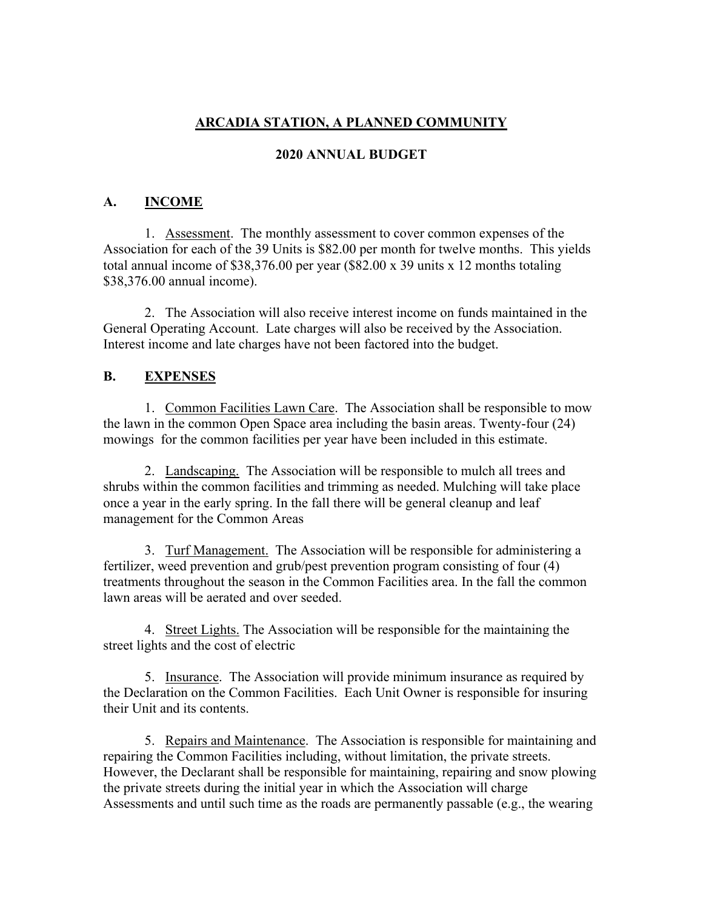**ARCADIA STATION, A PLANNED COMMUNITY**

**2020 ANNUAL BUDGET**

## A. INCOME

1. Assessment. The monthly assessment to cover common expenses of the Association for each of the 39 Units is $82.00 per month for twelve months. This yields total annual income of $38,376.00 per year ($82.00 x 39 units x 12 months totaling $38,376.00 annual income).

2. The Association will also receive interest income on funds maintained in the General Operating Account. Late charges will also be received by the Association. Interest income and late charges have not been factored into the budget.

## B. EXPENSES

1. Common Facilities Lawn Care. The Association shall be responsible to mow the lawn in the common Open Space area including the basin areas. Twenty-four (24) mowings for the common facilities per year have been included in this estimate.

2. Landscaping. The Association will be responsible to mulch all trees and shrubs within the common facilities and trimming as needed. Mulching will take place once a year in the early spring. In the fall there will be general cleanup and leaf management for the Common Areas

3. Turf Management. The Association will be responsible for administering a fertilizer, weed prevention and grub/pest prevention program consisting of four (4) treatments throughout the season in the Common Facilities area. In the fall the common lawn areas will be aerated and over seeded.

4. Street Lights. The Association will be responsible for the maintaining the street lights and the cost of electric

5. Insurance. The Association will provide minimum insurance as required by the Declaration on the Common Facilities. Each Unit Owner is responsible for insuring their Unit and its contents.

5. Repairs and Maintenance. The Association is responsible for maintaining and repairing the Common Facilities including, without limitation, the private streets. However, the Declarant shall be responsible for maintaining, repairing and snow plowing the private streets during the initial year in which the Association will charge Assessments and until such time as the roads are permanently passable (e.g., the wearing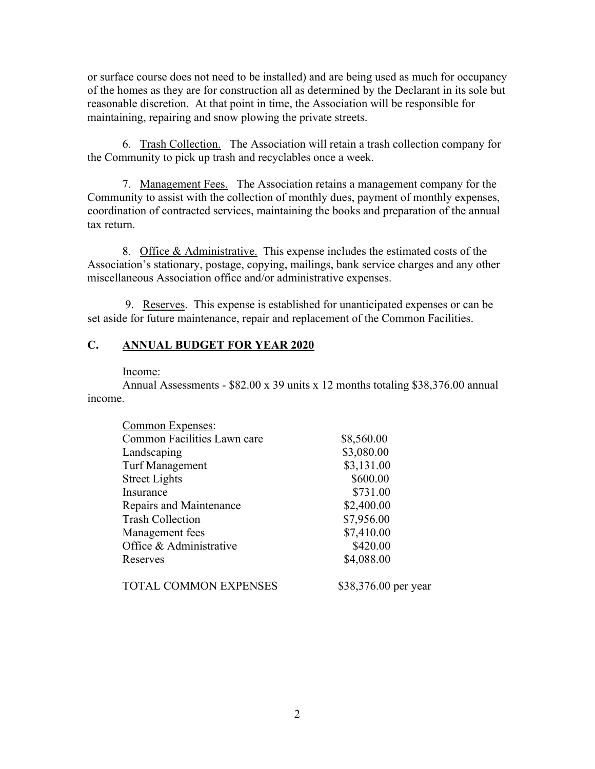or surface course does not need to be installed) and are being used as much for occupancy of the homes as they are for construction all as determined by the Declarant in its sole but reasonable discretion. At that point in time, the Association will be responsible for maintaining, repairing and snow plowing the private streets.

6. Trash Collection. The Association will retain a trash collection company for the Community to pick up trash and recyclables once a week.

7. Management Fees. The Association retains a management company for the Community to assist with the collection of monthly dues, payment of monthly expenses, coordination of contracted services, maintaining the books and preparation of the annual tax return.

8. Office & Administrative. This expense includes the estimated costs of the Association's stationary, postage, copying, mailings, bank service charges and any other miscellaneous Association office and/or administrative expenses.

9. Reserves. This expense is established for unanticipated expenses or can be set aside for future maintenance, repair and replacement of the Common Facilities.

## C. ANNUAL BUDGET FOR YEAR 2020

Income:

Annual Assessments - \$82.00 x 39 units x 12 months totaling \$38,376.00 annual income.

| Common Expenses: | |
|---|---|
| Common Facilities Lawn care | \$8,560.00 |
| Landscaping | \$3,080.00 |
| Turf Management | \$3,131.00 |
| Street Lights | \$600.00 |
| Insurance | \$731.00 |
| Repairs and Maintenance | \$2,400.00 |
| Trash Collection | \$7,956.00 |
| Management fees | \$7,410.00 |
| Office & Administrative | \$420.00 |
| Reserves | \$4,088.00 |
| TOTAL COMMON EXPENSES | \$38,376.00 per year |